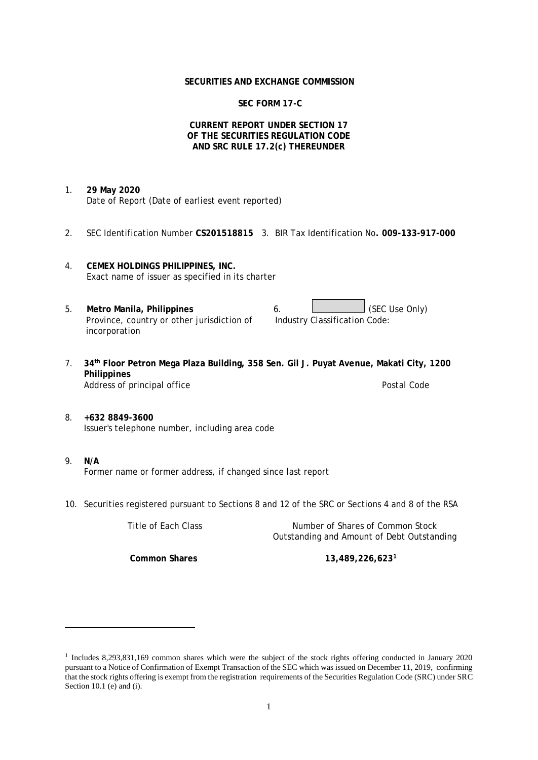**SECURITIES AND EXCHANGE COMMISSION**

**SEC FORM 17-C**

**CURRENT REPORT UNDER SECTION 17**
**OF THE SECURITIES REGULATION CODE**
**AND SRC RULE 17.2(c) THEREUNDER**

1. **29 May 2020**
   Date of Report (Date of earliest event reported)

2. SEC Identification Number **CS201518815** 3. BIR Tax Identification No**. 009-133-917-000**

4. **CEMEX HOLDINGS PHILIPPINES, INC.**
   Exact name of issuer as specified in its charter

5. **Metro Manila, Philippines**
   Province, country or other jurisdiction of incorporation

6. (SEC Use Only)
   Industry Classification Code:

7. **34th Floor Petron Mega Plaza Building, 358 Sen. Gil J. Puyat Avenue, Makati City, 1200 Philippines**
   Address of principal office Postal Code

8. **+632 8849-3600**
   Issuer's telephone number, including area code

9. **N/A**
   Former name or former address, if changed since last report

10. Securities registered pursuant to Sections 8 and 12 of the SRC or Sections 4 and 8 of the RSA

| Title of Each Class | Number of Shares of Common Stock Outstanding and Amount of Debt Outstanding |
|---|---|
| **Common Shares** | **13,489,226,623[1]** |

[1] Includes 8,293,831,169 common shares which were the subject of the stock rights offering conducted in January 2020 pursuant to a Notice of Confirmation of Exempt Transaction of the SEC which was issued on December 11, 2019, confirming that the stock rights offering is exempt from the registration requirements of the Securities Regulation Code (SRC) under SRC Section 10.1 (e) and (i).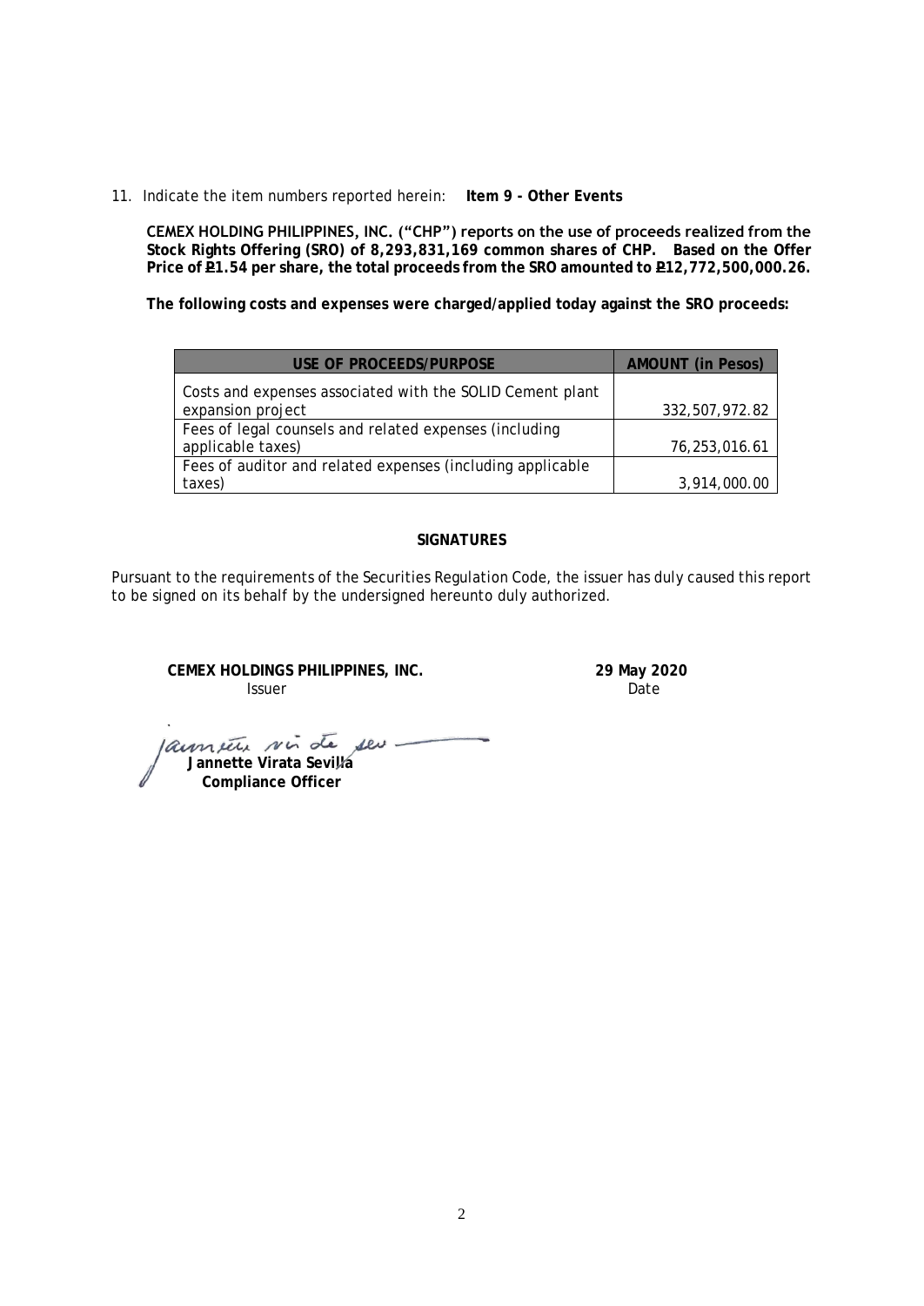11. Indicate the item numbers reported herein: **Item 9 - Other Events**

**CEMEX HOLDING PHILIPPINES, INC. ("CHP") reports on the use of proceeds realized from the Stock Rights Offering (SRO) of 8,293,831,169 common shares of CHP. Based on the Offer Price of ₱1.54 per share, the total proceeds from the SRO amounted to ₱12,772,500,000.26.**

**The following costs and expenses were charged/applied today against the SRO proceeds:**

| USE OF PROCEEDS/PURPOSE | AMOUNT (in Pesos) |
|---|---|
| Costs and expenses associated with the SOLID Cement plant expansion project | 332,507,972.82 |
| Fees of legal counsels and related expenses (including applicable taxes) | 76,253,016.61 |
| Fees of auditor and related expenses (including applicable taxes) | 3,914,000.00 |

**SIGNATURES**

Pursuant to the requirements of the Securities Regulation Code, the issuer has duly caused this report to be signed on its behalf by the undersigned hereunto duly authorized.

**CEMEX HOLDINGS PHILIPPINES, INC.**
Issuer

**29 May 2020**
Date

**Jannette Virata Sevilla**
**Compliance Officer**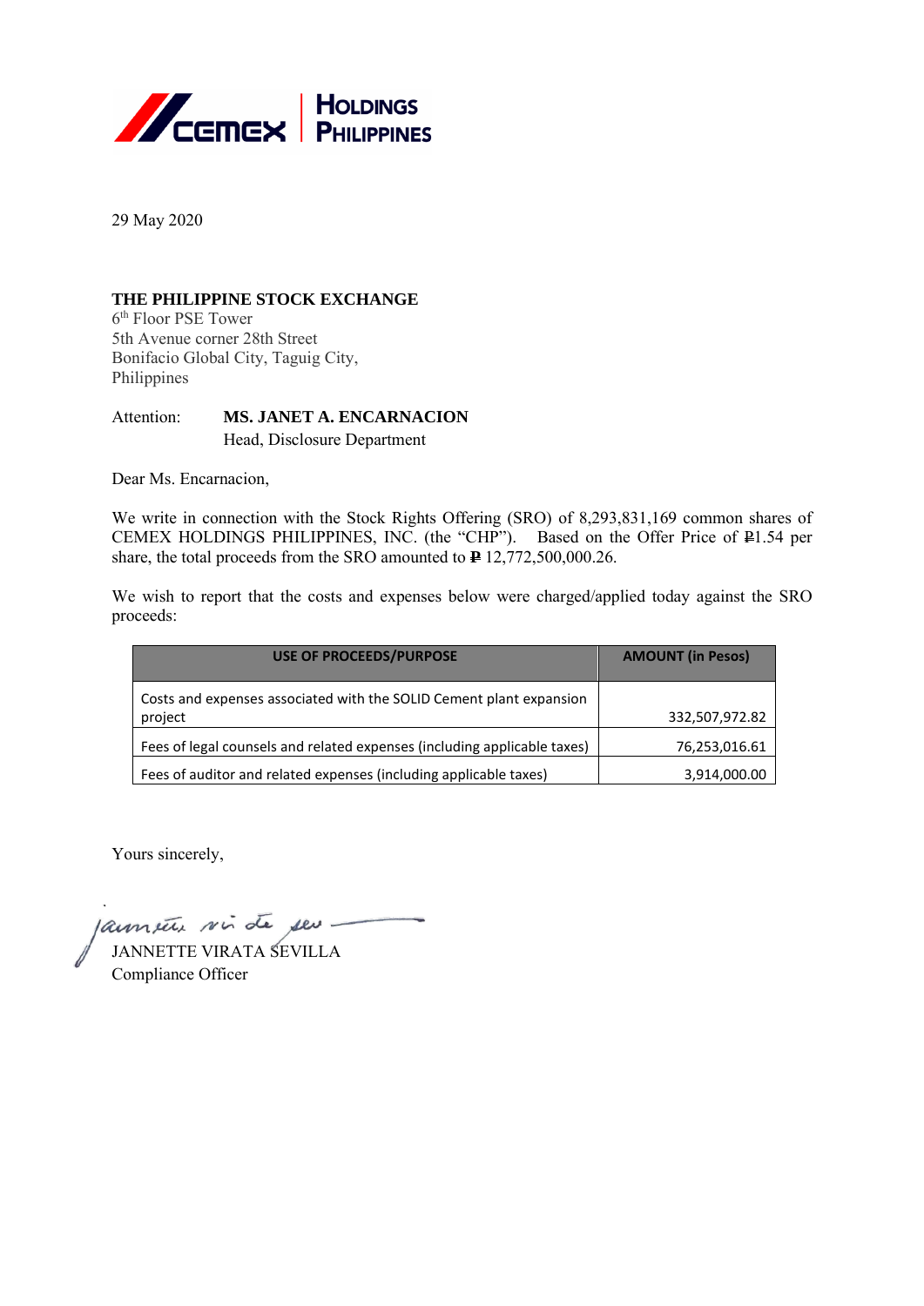29 May 2020

**THE PHILIPPINE STOCK EXCHANGE**
6th Floor PSE Tower
5th Avenue corner 28th Street
Bonifacio Global City, Taguig City,
Philippines

Attention: **MS. JANET A. ENCARNACION**
Head, Disclosure Department

Dear Ms. Encarnacion,

We write in connection with the Stock Rights Offering (SRO) of 8,293,831,169 common shares of CEMEX HOLDINGS PHILIPPINES, INC. (the "CHP"). Based on the Offer Price of ₱1.54 per share, the total proceeds from the SRO amounted to ₱ 12,772,500,000.26.

We wish to report that the costs and expenses below were charged/applied today against the SRO proceeds:

| USE OF PROCEEDS/PURPOSE | AMOUNT (in Pesos) |
|---|---|
| Costs and expenses associated with the SOLID Cement plant expansion project | 332,507,972.82 |
| Fees of legal counsels and related expenses (including applicable taxes) | 76,253,016.61 |
| Fees of auditor and related expenses (including applicable taxes) | 3,914,000.00 |

Yours sincerely,

JANNETTE VIRATA SEVILLA
Compliance Officer